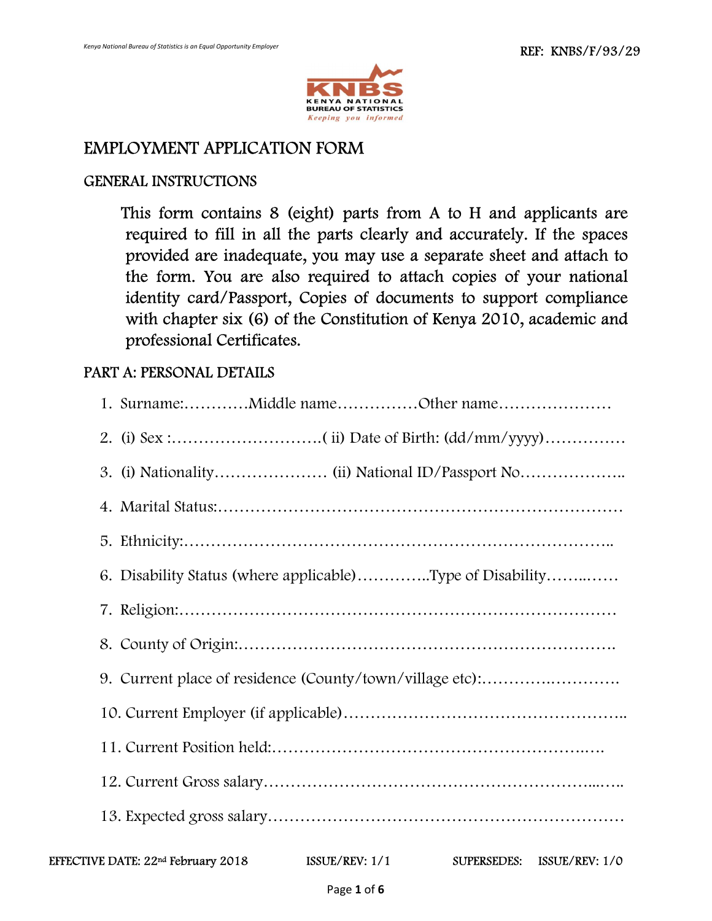REF: KNBS/F/93/29

KENYA NATIONAL BUREAU OF STATISTICS
*Keeping you informed*

# EMPLOYMENT APPLICATION FORM

## GENERAL INSTRUCTIONS

This form contains 8 (eight) parts from A to H and applicants are required to fill in all the parts clearly and accurately. If the spaces provided are inadequate, you may use a separate sheet and attach to the form. You are also required to attach copies of your national identity card/Passport, Copies of documents to support compliance with chapter six (6) of the Constitution of Kenya 2010, academic and professional Certificates.

## PART A: PERSONAL DETAILS

1. Surname:…………Middle name……………Other name…………………
2. (i) Sex :……………………….( ii) Date of Birth: (dd/mm/yyyy)……………
3. (i) Nationality………………… (ii) National ID/Passport No………………..
4. Marital Status:………………………………………………………………
5. Ethnicity:…………………………………………………………………..
6. Disability Status (where applicable)…………..Type of Disability……..……
7. Religion:…………………………………………………………………
8. County of Origin:………………………………………………………….
9. Current place of residence (County/town/village etc):………….………….
10. Current Employer (if applicable)…………………………………………..
11. Current Position held:………………………………………………….….
12. Current Gross salary……………………………………………………...…..
13. Expected gross salary………………………………………………………

EFFECTIVE DATE: 22nd February 2018 ISSUE/REV: 1/1 SUPERSEDES: ISSUE/REV: 1/0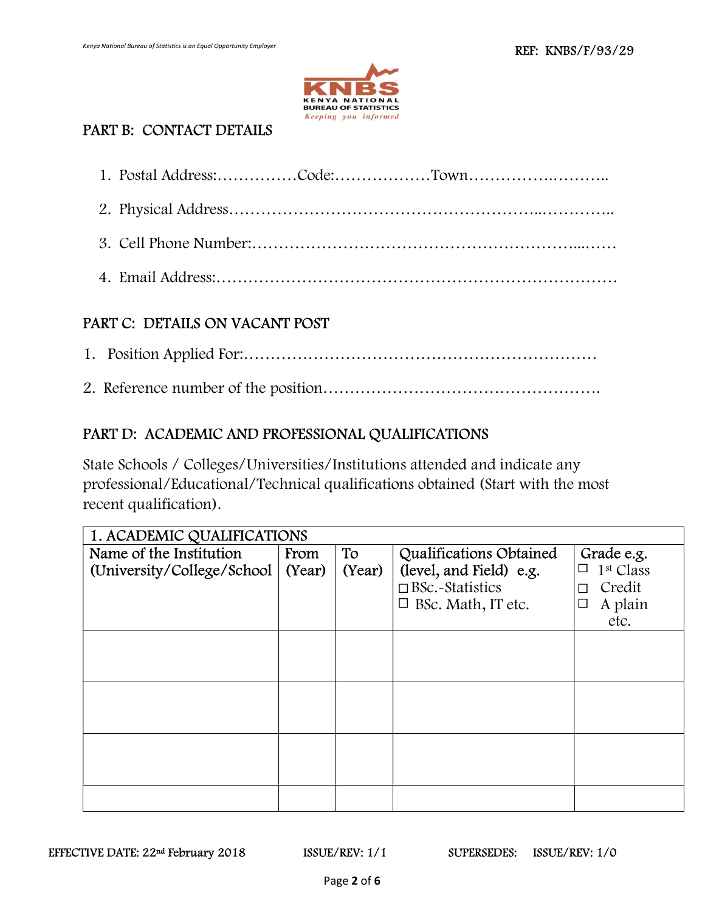## PART B: CONTACT DETAILS

1. Postal Address:……………Code:………………Town………….………..
2. Physical Address……………………………………………….…………..
3. Cell Phone Number:……………………………………………....……
4. Email Address:…………………………………………………………….

## PART C: DETAILS ON VACANT POST

1. Position Applied For:…………………………………………………………
2. Reference number of the position…………………………………………….

## PART D: ACADEMIC AND PROFESSIONAL QUALIFICATIONS

State Schools / Colleges/Universities/Institutions attended and indicate any professional/Educational/Technical qualifications obtained (Start with the most recent qualification).

| 1. ACADEMIC QUALIFICATIONS | | | | |
|---|---|---|---|---|
| Name of the Institution (University/College/School | From (Year) | To (Year) | Qualifications Obtained (level, and Field) e.g. ☐ BSc.-Statistics ☐ BSc. Math, IT etc. | Grade e.g. ☐ 1st Class ☐ Credit ☐ A plain etc. |
| | | | | |
| | | | | |
| | | | | |
| | | | | |

EFFECTIVE DATE: 22nd February 2018 ISSUE/REV: 1/1 SUPERSEDES: ISSUE/REV: 1/0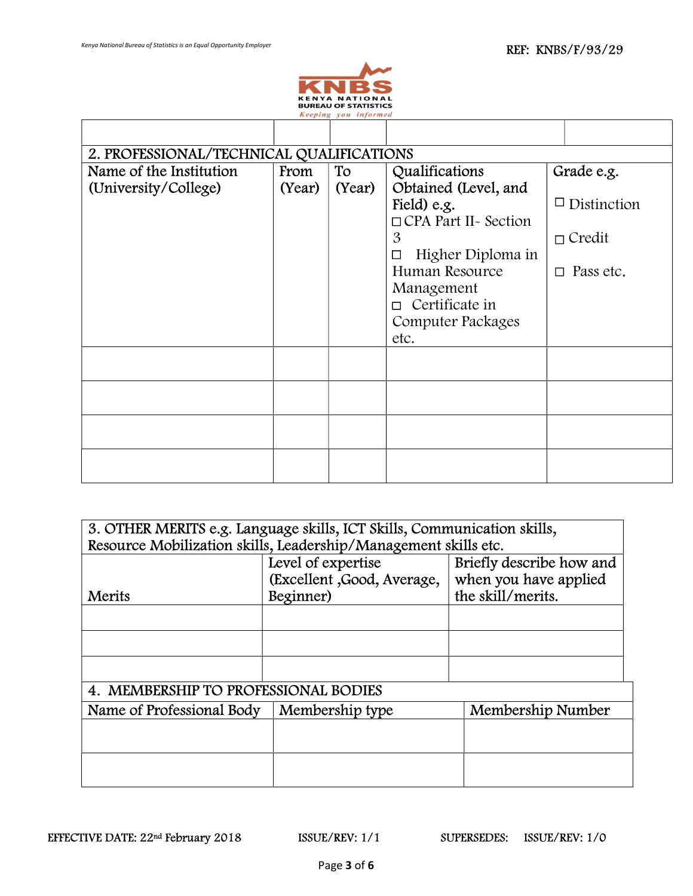| | | | | |
|---|---|---|---|---|
| | | | | |

## 2. PROFESSIONAL/TECHNICAL QUALIFICATIONS

| Name of the Institution (University/College) | From (Year) | To (Year) | Qualifications Obtained (Level, and Field) e.g. ☐ CPA Part II- Section 3 ☐ Higher Diploma in Human Resource Management ☐ Certificate in Computer Packages etc. | Grade e.g. ☐ Distinction ☐ Credit ☐ Pass etc. |
|---|---|---|---|---|
| | | | | |
| | | | | |
| | | | | |
| | | | | |

## 3. OTHER MERITS e.g. Language skills, ICT Skills, Communication skills, Resource Mobilization skills, Leadership/Management skills etc.

| Merits | Level of expertise (Excellent ,Good, Average, Beginner) | Briefly describe how and when you have applied the skill/merits. |
|---|---|---|
| | | |
| | | |
| | | |

## 4. MEMBERSHIP TO PROFESSIONAL BODIES

| Name of Professional Body | Membership type | Membership Number |
|---|---|---|
| | | |
| | | |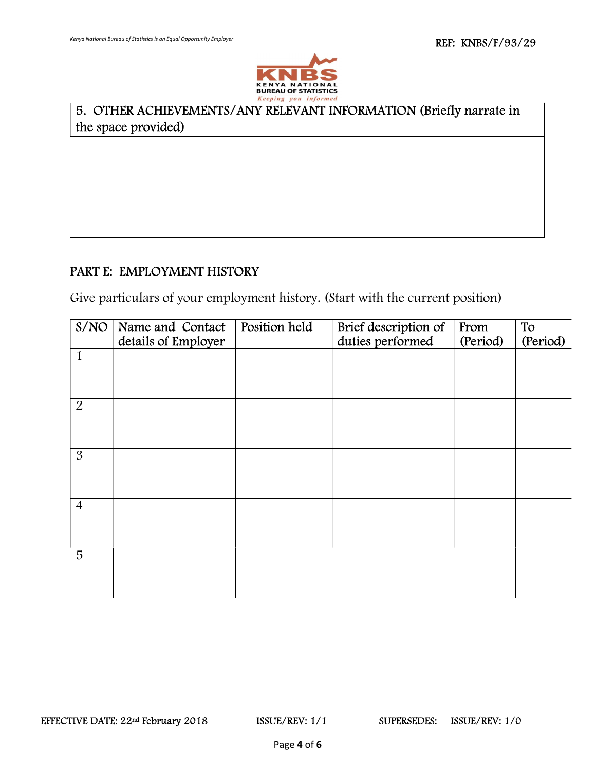| 5. OTHER ACHIEVEMENTS/ANY RELEVANT INFORMATION (Briefly narrate in the space provided) |
| --- |
| |

## PART E: EMPLOYMENT HISTORY

Give particulars of your employment history. (Start with the current position)

| S/NO | Name and Contact details of Employer | Position held | Brief description of duties performed | From (Period) | To (Period) |
| --- | --- | --- | --- | --- | --- |
| 1 | | | | | |
| 2 | | | | | |
| 3 | | | | | |
| 4 | | | | | |
| 5 | | | | | |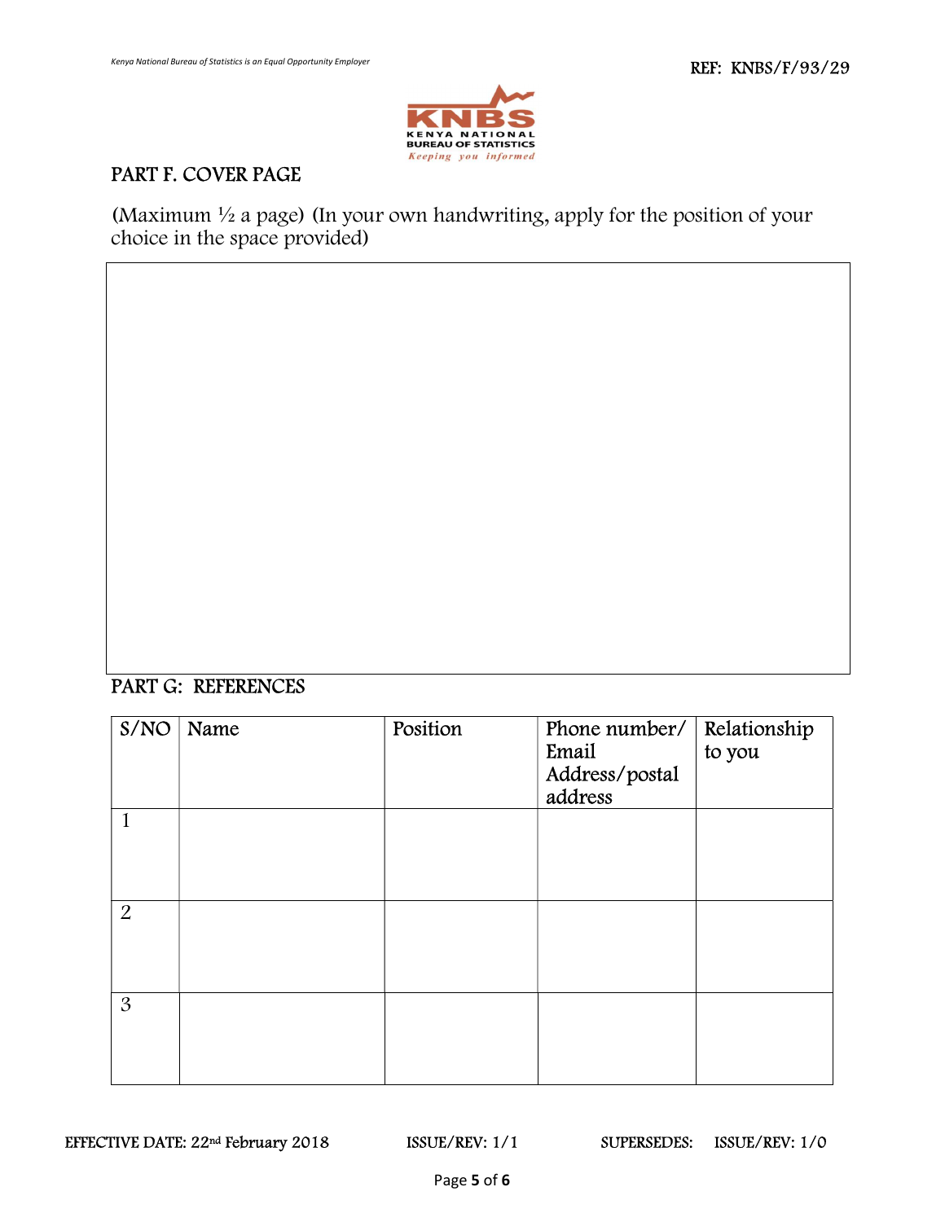## PART F. COVER PAGE

(Maximum ½ a page) (In your own handwriting, apply for the position of your choice in the space provided)

## PART G: REFERENCES

| S/NO | Name | Position | Phone number/ Email Address/postal address | Relationship to you |
|---|---|---|---|---|
| 1 | | | | |
| 2 | | | | |
| 3 | | | | |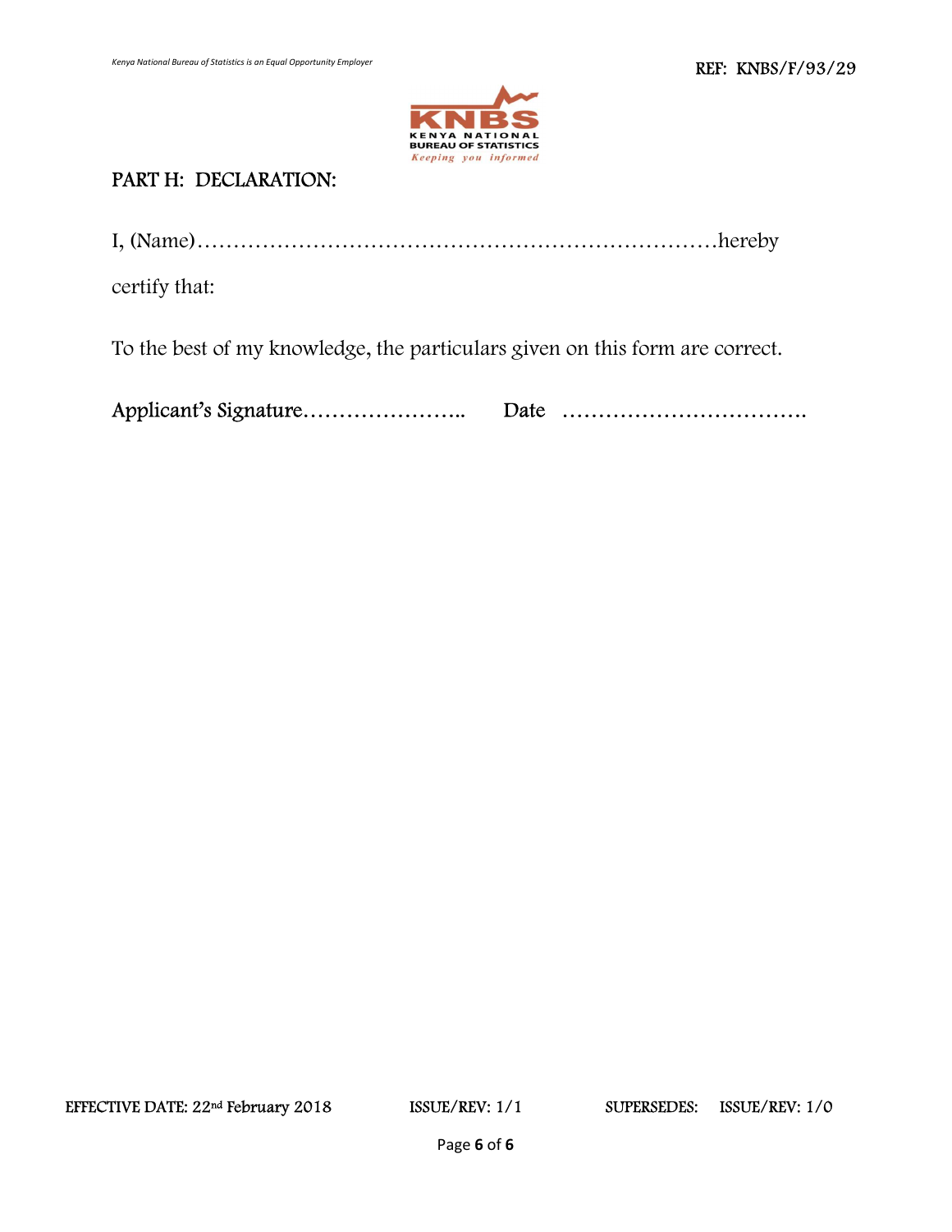## PART H: DECLARATION:

I, (Name)………………………………………………………………hereby certify that:

To the best of my knowledge, the particulars given on this form are correct.

Applicant's Signature………………….. Date …………………………….